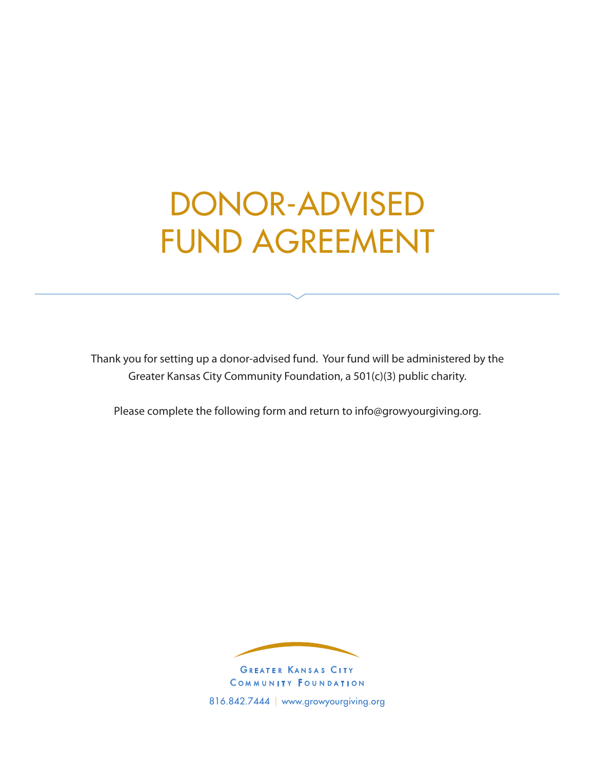# DONOR-ADVISED FUND AGREEMENT

Thank you for setting up a donor-advised fund. Your fund will be administered by the Greater Kansas City Community Foundation, a 501(c)(3) public charity.

Please complete the following form and return to info@growyourgiving.org.

GREATER KANSAS CITY COMMUNITY FOUNDATION

816.842.7444 | www.growyourgiving.org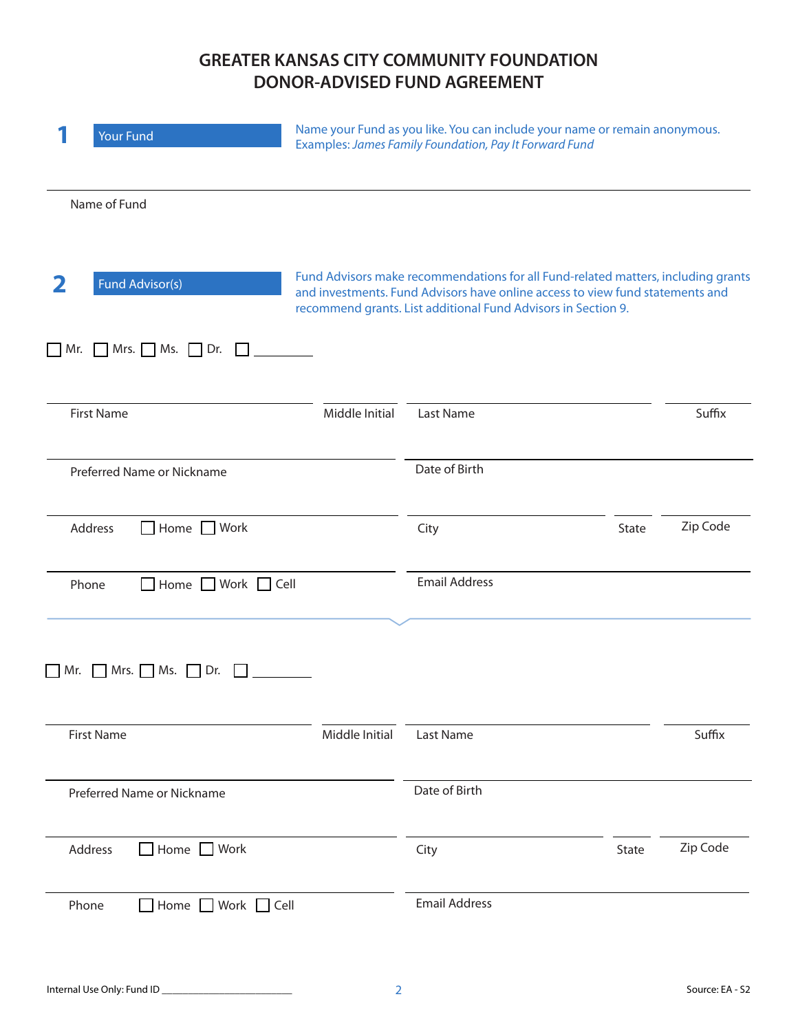# GREATER KANSAS CITY COMMUNITY FOUNDATION
# DONOR-ADVISED FUND AGREEMENT

## 1 Your Fund

Name your Fund as you like. You can include your name or remain anonymous. Examples: *James Family Foundation, Pay It Forward Fund*

Name of Fund

## 2 Fund Advisor(s)

Fund Advisors make recommendations for all Fund-related matters, including grants and investments. Fund Advisors have online access to view fund statements and recommend grants. List additional Fund Advisors in Section 9.

☐ Mr. ☐ Mrs. ☐ Ms. ☐ Dr. ☐ ________

| First Name | Middle Initial | Last Name | Suffix |
|---|---|---|---|

| Preferred Name or Nickname | Date of Birth |
|---|---|

| Address ☐ Home ☐ Work | City | State | Zip Code |
|---|---|---|---|

| Phone ☐ Home ☐ Work ☐ Cell | Email Address |
|---|---|

---

☐ Mr. ☐ Mrs. ☐ Ms. ☐ Dr. ☐ ________

| First Name | Middle Initial | Last Name | Suffix |
|---|---|---|---|

| Preferred Name or Nickname | Date of Birth |
|---|---|

| Address ☐ Home ☐ Work | City | State | Zip Code |
|---|---|---|---|

| Phone ☐ Home ☐ Work ☐ Cell | Email Address |
|---|---|

Internal Use Only: Fund ID ____________________

Source: EA - S2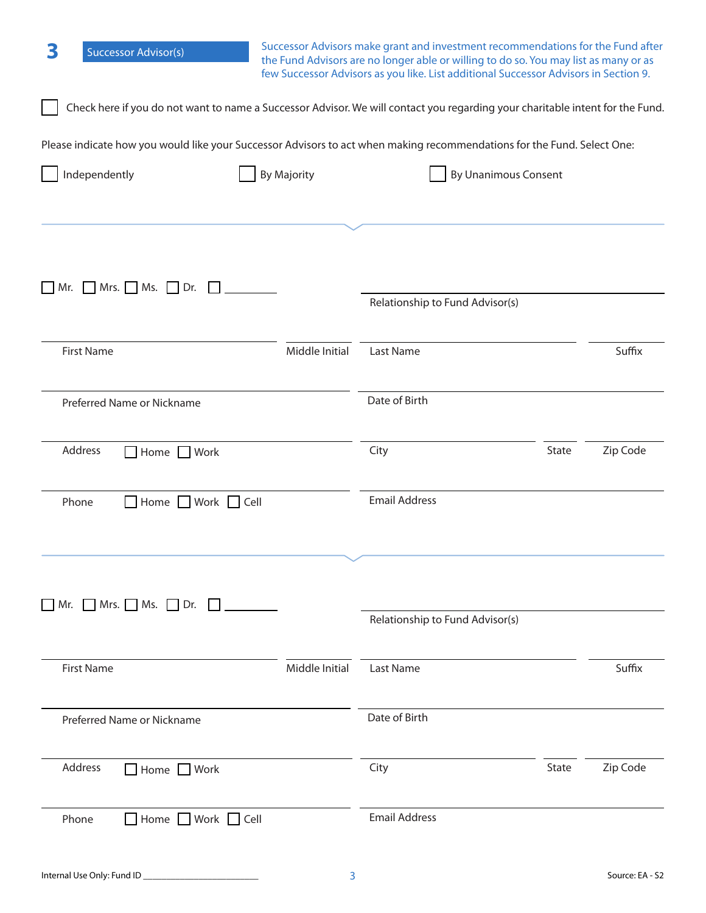## 3 Successor Advisor(s)

Successor Advisors make grant and investment recommendations for the Fund after the Fund Advisors are no longer able or willing to do so. You may list as many or as few Successor Advisors as you like. List additional Successor Advisors in Section 9.

☐ Check here if you do not want to name a Successor Advisor. We will contact you regarding your charitable intent for the Fund.

Please indicate how you would like your Successor Advisors to act when making recommendations for the Fund. Select One:

☐ Independently ☐ By Majority ☐ By Unanimous Consent

---

☐ Mr. ☐ Mrs. ☐ Ms. ☐ Dr. ☐ ________

Relationship to Fund Advisor(s)

First Name | Middle Initial | Last Name | Suffix

Preferred Name or Nickname | Date of Birth

Address ☐ Home ☐ Work | City | State | Zip Code

Phone ☐ Home ☐ Work ☐ Cell | Email Address

---

☐ Mr. ☐ Mrs. ☐ Ms. ☐ Dr. ☐ ________

Relationship to Fund Advisor(s)

First Name | Middle Initial | Last Name | Suffix

Preferred Name or Nickname | Date of Birth

Address ☐ Home ☐ Work | City | State | Zip Code

Phone ☐ Home ☐ Work ☐ Cell | Email Address

Internal Use Only: Fund ID ____________________

Source: EA - S2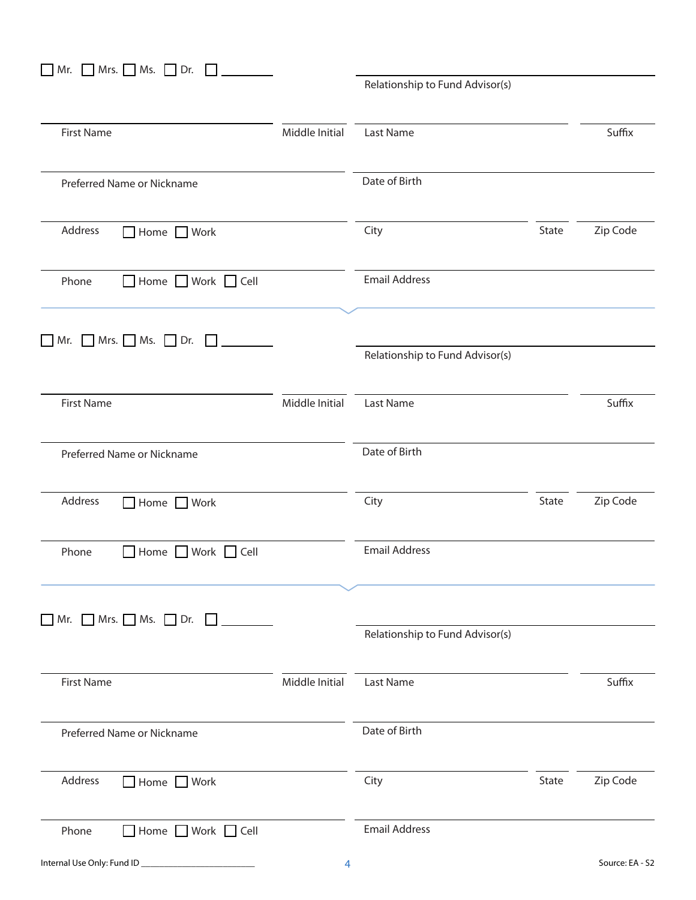☐ Mr. ☐ Mrs. ☐ Ms. ☐ Dr. ☐ ________

Relationship to Fund Advisor(s)

First Name | Middle Initial | Last Name | Suffix

Preferred Name or Nickname | Date of Birth

Address ☐ Home ☐ Work | City | State | Zip Code

Phone ☐ Home ☐ Work ☐ Cell | Email Address

---

☐ Mr. ☐ Mrs. ☐ Ms. ☐ Dr. ☐ ________

Relationship to Fund Advisor(s)

First Name | Middle Initial | Last Name | Suffix

Preferred Name or Nickname | Date of Birth

Address ☐ Home ☐ Work | City | State | Zip Code

Phone ☐ Home ☐ Work ☐ Cell | Email Address

---

☐ Mr. ☐ Mrs. ☐ Ms. ☐ Dr. ☐ ________

Relationship to Fund Advisor(s)

First Name | Middle Initial | Last Name | Suffix

Preferred Name or Nickname | Date of Birth

Address ☐ Home ☐ Work | City | State | Zip Code

Phone ☐ Home ☐ Work ☐ Cell | Email Address

Internal Use Only: Fund ID ____________________

Source: EA - S2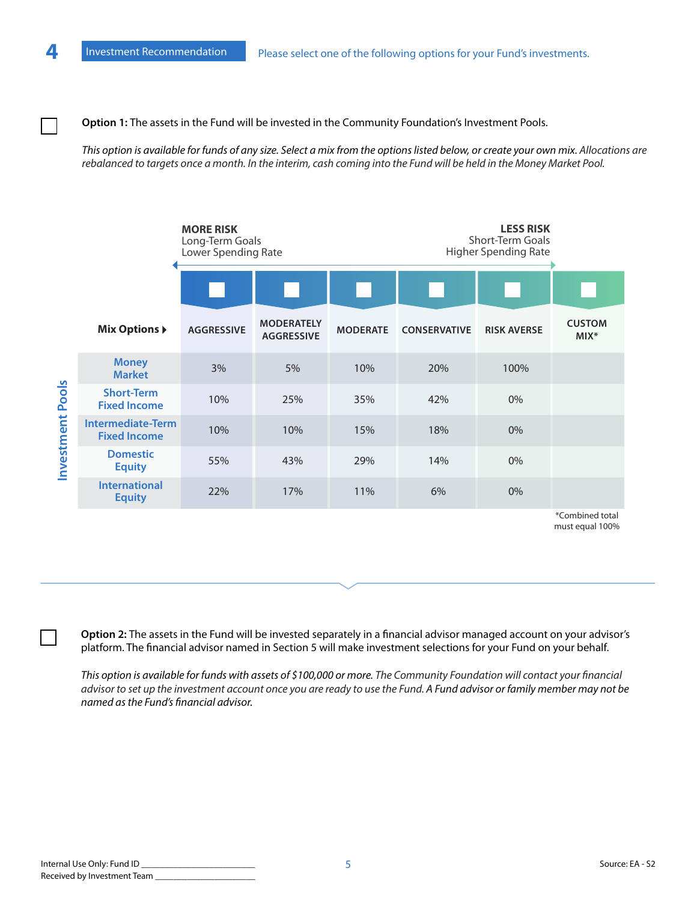## 4 Investment Recommendation

Please select one of the following options for your Fund's investments.

☐ **Option 1:** The assets in the Fund will be invested in the Community Foundation's Investment Pools.

*This option is available for funds of any size. Select a mix from the options listed below, or create your own mix. Allocations are rebalanced to targets once a month. In the interim, cash coming into the Fund will be held in the Money Market Pool.*

**MORE RISK** Long-Term Goals, Lower Spending Rate ← → **LESS RISK** Short-Term Goals, Higher Spending Rate

| Investment Pools / Mix Options | ☐ AGGRESSIVE | ☐ MODERATELY AGGRESSIVE | ☐ MODERATE | ☐ CONSERVATIVE | ☐ RISK AVERSE | ☐ CUSTOM MIX* |
|---|---|---|---|---|---|---|
| Money Market | 3% | 5% | 10% | 20% | 100% | |
| Short-Term Fixed Income | 10% | 25% | 35% | 42% | 0% | |
| Intermediate-Term Fixed Income | 10% | 10% | 15% | 18% | 0% | |
| Domestic Equity | 55% | 43% | 29% | 14% | 0% | |
| International Equity | 22% | 17% | 11% | 6% | 0% | |

*Combined total must equal 100%

☐ **Option 2:** The assets in the Fund will be invested separately in a financial advisor managed account on your advisor's platform. The financial advisor named in Section 5 will make investment selections for your Fund on your behalf.

*This option is available for funds with assets of $100,000 or more. The Community Foundation will contact your financial advisor to set up the investment account once you are ready to use the Fund. A Fund advisor or family member may not be named as the Fund's financial advisor.*

Internal Use Only: Fund ID ________________________
Received by Investment Team ______________________

Source: EA - S2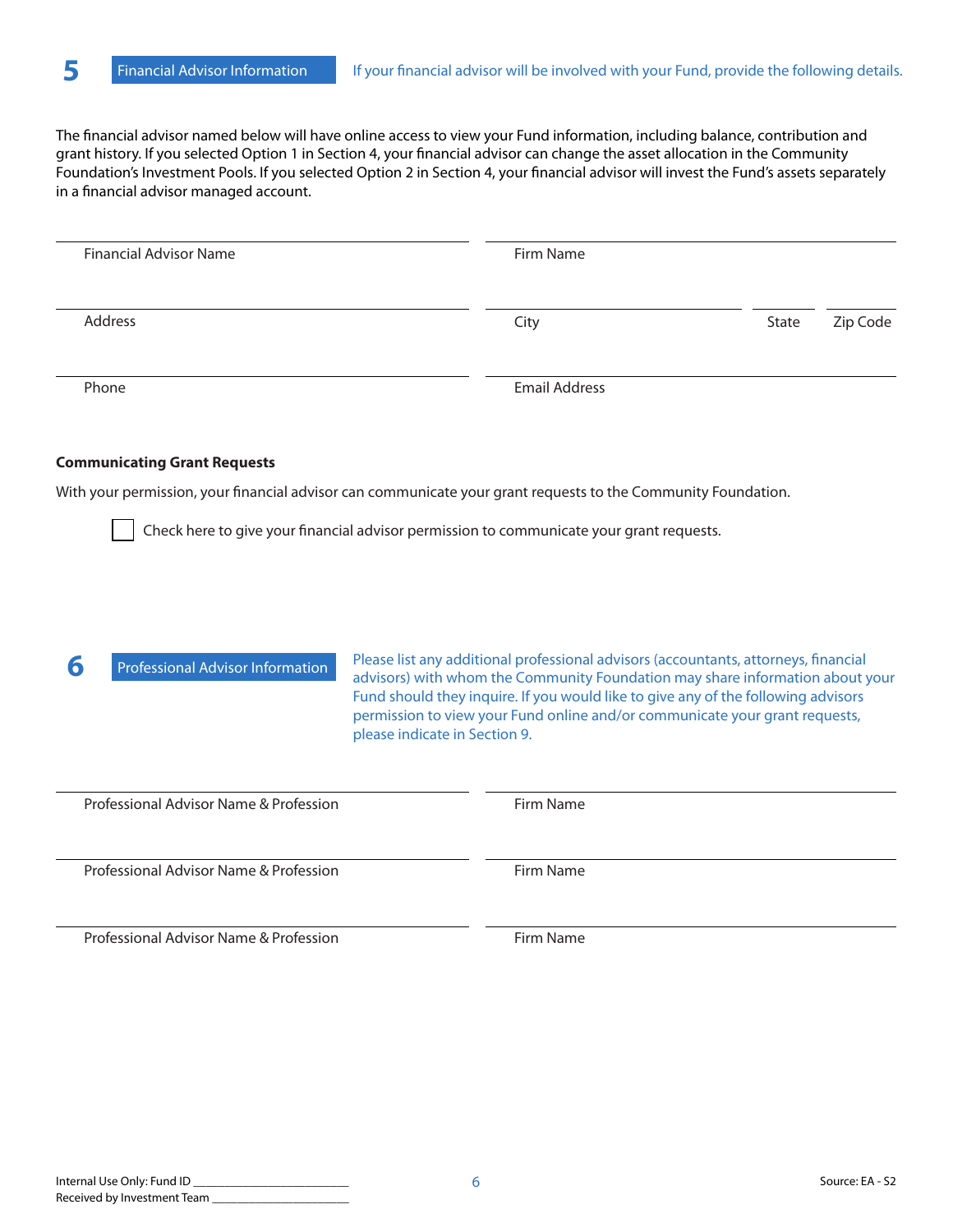## 5 Financial Advisor Information

If your financial advisor will be involved with your Fund, provide the following details.

The financial advisor named below will have online access to view your Fund information, including balance, contribution and grant history. If you selected Option 1 in Section 4, your financial advisor can change the asset allocation in the Community Foundation's Investment Pools. If you selected Option 2 in Section 4, your financial advisor will invest the Fund's assets separately in a financial advisor managed account.

Financial Advisor Name ____________________ Firm Name ____________________

Address ____________________ City ____________ State ______ Zip Code ______

Phone ____________________ Email Address ____________________

**Communicating Grant Requests**

With your permission, your financial advisor can communicate your grant requests to the Community Foundation.

☐ Check here to give your financial advisor permission to communicate your grant requests.

## 6 Professional Advisor Information

Please list any additional professional advisors (accountants, attorneys, financial advisors) with whom the Community Foundation may share information about your Fund should they inquire. If you would like to give any of the following advisors permission to view your Fund online and/or communicate your grant requests, please indicate in Section 9.

Professional Advisor Name & Profession ____________________ Firm Name ____________________

Professional Advisor Name & Profession ____________________ Firm Name ____________________

Professional Advisor Name & Profession ____________________ Firm Name ____________________

Internal Use Only: Fund ID ____________________
Received by Investment Team ____________________

Source: EA - S2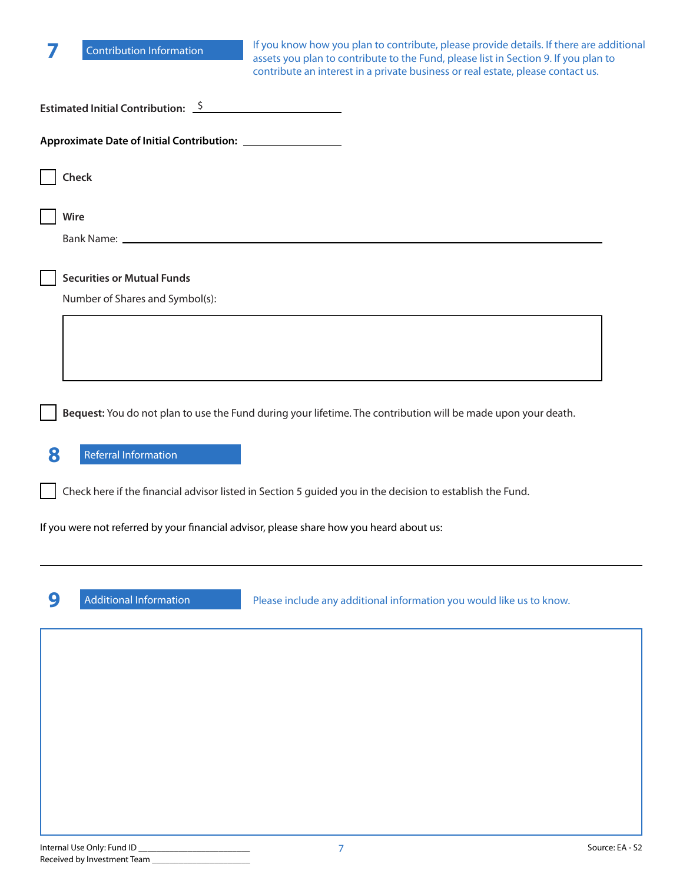## 7 Contribution Information

If you know how you plan to contribute, please provide details. If there are additional assets you plan to contribute to the Fund, please list in Section 9. If you plan to contribute an interest in a private business or real estate, please contact us.

**Estimated Initial Contribution:** $\_\_\_\_\_\_\_\_\_\_\_\_\_\_\_\_\_\_\_\_

**Approximate Date of Initial Contribution:** \_\_\_\_\_\_\_\_\_\_\_\_\_\_\_\_

☐ **Check**

☐ **Wire**

Bank Name: \_\_\_\_\_\_\_\_\_\_\_\_\_\_\_\_\_\_\_\_\_\_\_\_\_\_\_\_\_\_\_\_\_\_\_\_\_\_\_\_\_\_\_\_\_\_\_\_\_\_\_\_\_\_\_\_\_\_\_\_

☐ **Securities or Mutual Funds**

Number of Shares and Symbol(s):

☐ **Bequest:** You do not plan to use the Fund during your lifetime. The contribution will be made upon your death.

## 8 Referral Information

☐ Check here if the financial advisor listed in Section 5 guided you in the decision to establish the Fund.

If you were not referred by your financial advisor, please share how you heard about us:

\_\_\_\_\_\_\_\_\_\_\_\_\_\_\_\_\_\_\_\_\_\_\_\_\_\_\_\_\_\_\_\_\_\_\_\_\_\_\_\_\_\_\_\_\_\_\_\_\_\_\_\_\_\_\_\_\_\_\_\_\_\_\_\_\_\_\_\_\_\_\_\_\_\_\_\_

## 9 Additional Information

Please include any additional information you would like us to know.

Internal Use Only: Fund ID \_\_\_\_\_\_\_\_\_\_\_\_\_\_\_\_\_\_\_\_\_\_\_\_

Received by Investment Team \_\_\_\_\_\_\_\_\_\_\_\_\_\_\_\_\_\_\_\_\_\_

Source: EA - S2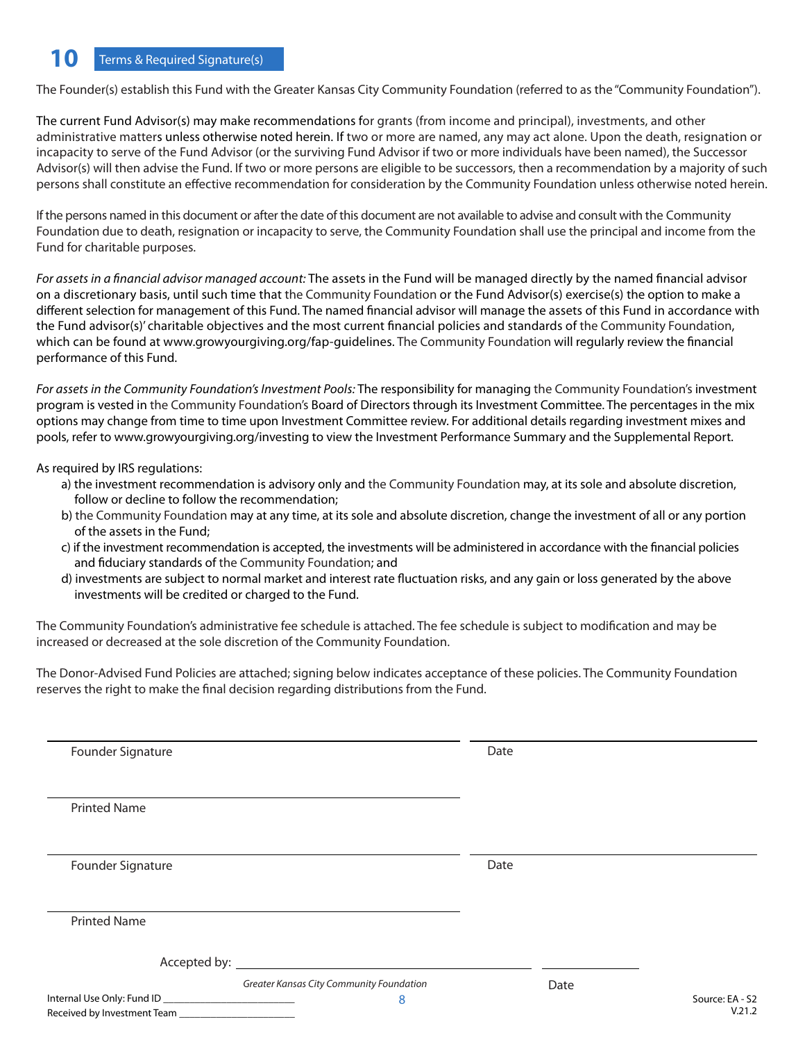## 10 Terms & Required Signature(s)

The Founder(s) establish this Fund with the Greater Kansas City Community Foundation (referred to as the "Community Foundation").

The current Fund Advisor(s) may make recommendations for grants (from income and principal), investments, and other administrative matters unless otherwise noted herein. If two or more are named, any may act alone. Upon the death, resignation or incapacity to serve of the Fund Advisor (or the surviving Fund Advisor if two or more individuals have been named), the Successor Advisor(s) will then advise the Fund. If two or more persons are eligible to be successors, then a recommendation by a majority of such persons shall constitute an effective recommendation for consideration by the Community Foundation unless otherwise noted herein.

If the persons named in this document or after the date of this document are not available to advise and consult with the Community Foundation due to death, resignation or incapacity to serve, the Community Foundation shall use the principal and income from the Fund for charitable purposes.

*For assets in a financial advisor managed account:* The assets in the Fund will be managed directly by the named financial advisor on a discretionary basis, until such time that the Community Foundation or the Fund Advisor(s) exercise(s) the option to make a different selection for management of this Fund. The named financial advisor will manage the assets of this Fund in accordance with the Fund advisor(s)' charitable objectives and the most current financial policies and standards of the Community Foundation, which can be found at www.growyourgiving.org/fap-guidelines. The Community Foundation will regularly review the financial performance of this Fund.

*For assets in the Community Foundation's Investment Pools:* The responsibility for managing the Community Foundation's investment program is vested in the Community Foundation's Board of Directors through its Investment Committee. The percentages in the mix options may change from time to time upon Investment Committee review. For additional details regarding investment mixes and pools, refer to www.growyourgiving.org/investing to view the Investment Performance Summary and the Supplemental Report.

As required by IRS regulations:

a) the investment recommendation is advisory only and the Community Foundation may, at its sole and absolute discretion, follow or decline to follow the recommendation;
b) the Community Foundation may at any time, at its sole and absolute discretion, change the investment of all or any portion of the assets in the Fund;
c) if the investment recommendation is accepted, the investments will be administered in accordance with the financial policies and fiduciary standards of the Community Foundation; and
d) investments are subject to normal market and interest rate fluctuation risks, and any gain or loss generated by the above investments will be credited or charged to the Fund.

The Community Foundation's administrative fee schedule is attached. The fee schedule is subject to modification and may be increased or decreased at the sole discretion of the Community Foundation.

The Donor-Advised Fund Policies are attached; signing below indicates acceptance of these policies. The Community Foundation reserves the right to make the final decision regarding distributions from the Fund.

_______________________________ _______________
Founder Signature Date

_______________________________
Printed Name

_______________________________ _______________
Founder Signature Date

_______________________________
Printed Name

Accepted by: _______________________________ _______________
Greater Kansas City Community Foundation Date

Internal Use Only: Fund ID ____________________
Received by Investment Team ____________________

Source: EA - S2
V.21.2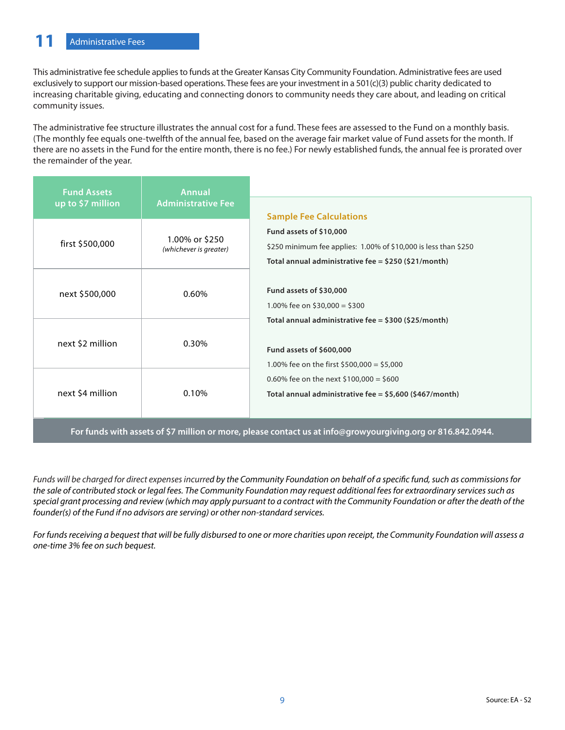## 11 Administrative Fees

This administrative fee schedule applies to funds at the Greater Kansas City Community Foundation. Administrative fees are used exclusively to support our mission-based operations. These fees are your investment in a 501(c)(3) public charity dedicated to increasing charitable giving, educating and connecting donors to community needs they care about, and leading on critical community issues.

The administrative fee structure illustrates the annual cost for a fund. These fees are assessed to the Fund on a monthly basis. (The monthly fee equals one-twelfth of the annual fee, based on the average fair market value of Fund assets for the month. If there are no assets in the Fund for the entire month, there is no fee.) For newly established funds, the annual fee is prorated over the remainder of the year.

| Fund Assets up to $7 million | Annual Administrative Fee |
|---|---|
| first $500,000 | 1.00% or $250 *(whichever is greater)* |
| next $500,000 | 0.60% |
| next $2 million | 0.30% |
| next $4 million | 0.10% |

### Sample Fee Calculations

**Fund assets of $10,000**

$250 minimum fee applies: 1.00% of $10,000 is less than $250

**Total annual administrative fee = $250 ($21/month)**

**Fund assets of $30,000**

1.00% fee on $30,000 = $300

**Total annual administrative fee = $300 ($25/month)**

**Fund assets of $600,000**

1.00% fee on the first $500,000 = $5,000

0.60% fee on the next $100,000 = $600

**Total annual administrative fee = $5,600 ($467/month)**

**For funds with assets of $7 million or more, please contact us at info@growyourgiving.org or 816.842.0944.**

*Funds will be charged for direct expenses incurred by the Community Foundation on behalf of a specific fund, such as commissions for the sale of contributed stock or legal fees. The Community Foundation may request additional fees for extraordinary services such as special grant processing and review (which may apply pursuant to a contract with the Community Foundation or after the death of the founder(s) of the Fund if no advisors are serving) or other non-standard services.*

*For funds receiving a bequest that will be fully disbursed to one or more charities upon receipt, the Community Foundation will assess a one-time 3% fee on such bequest.*

Source: EA - S2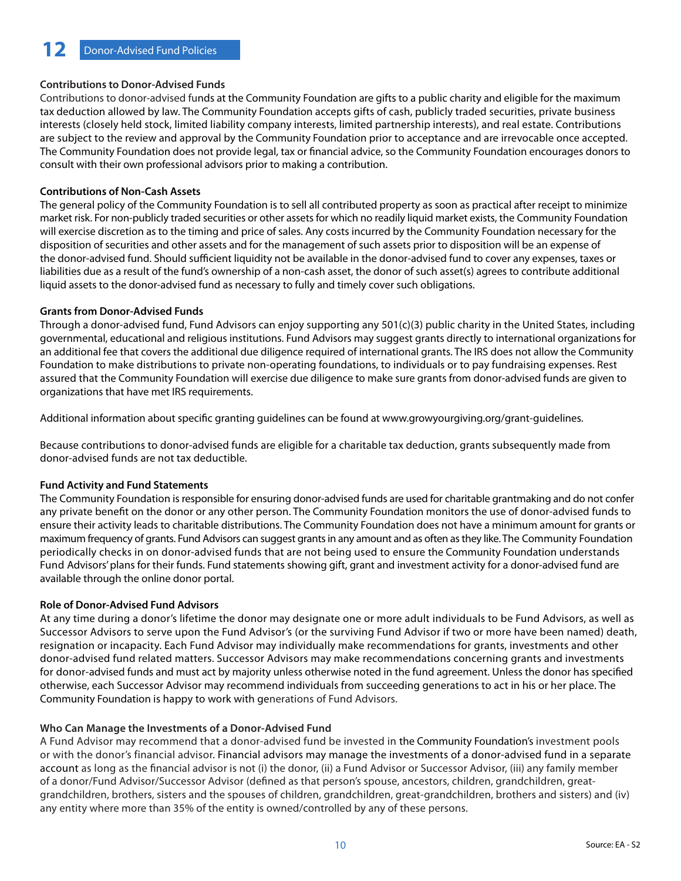# 12 Donor-Advised Fund Policies

**Contributions to Donor-Advised Funds**

Contributions to donor-advised funds at the Community Foundation are gifts to a public charity and eligible for the maximum tax deduction allowed by law. The Community Foundation accepts gifts of cash, publicly traded securities, private business interests (closely held stock, limited liability company interests, limited partnership interests), and real estate. Contributions are subject to the review and approval by the Community Foundation prior to acceptance and are irrevocable once accepted. The Community Foundation does not provide legal, tax or financial advice, so the Community Foundation encourages donors to consult with their own professional advisors prior to making a contribution.

**Contributions of Non-Cash Assets**

The general policy of the Community Foundation is to sell all contributed property as soon as practical after receipt to minimize market risk. For non-publicly traded securities or other assets for which no readily liquid market exists, the Community Foundation will exercise discretion as to the timing and price of sales. Any costs incurred by the Community Foundation necessary for the disposition of securities and other assets and for the management of such assets prior to disposition will be an expense of the donor-advised fund. Should sufficient liquidity not be available in the donor-advised fund to cover any expenses, taxes or liabilities due as a result of the fund's ownership of a non-cash asset, the donor of such asset(s) agrees to contribute additional liquid assets to the donor-advised fund as necessary to fully and timely cover such obligations.

**Grants from Donor-Advised Funds**

Through a donor-advised fund, Fund Advisors can enjoy supporting any 501(c)(3) public charity in the United States, including governmental, educational and religious institutions. Fund Advisors may suggest grants directly to international organizations for an additional fee that covers the additional due diligence required of international grants. The IRS does not allow the Community Foundation to make distributions to private non-operating foundations, to individuals or to pay fundraising expenses. Rest assured that the Community Foundation will exercise due diligence to make sure grants from donor-advised funds are given to organizations that have met IRS requirements.

Additional information about specific granting guidelines can be found at www.growyourgiving.org/grant-guidelines.

Because contributions to donor-advised funds are eligible for a charitable tax deduction, grants subsequently made from donor-advised funds are not tax deductible.

**Fund Activity and Fund Statements**

The Community Foundation is responsible for ensuring donor-advised funds are used for charitable grantmaking and do not confer any private benefit on the donor or any other person. The Community Foundation monitors the use of donor-advised funds to ensure their activity leads to charitable distributions. The Community Foundation does not have a minimum amount for grants or maximum frequency of grants. Fund Advisors can suggest grants in any amount and as often as they like. The Community Foundation periodically checks in on donor-advised funds that are not being used to ensure the Community Foundation understands Fund Advisors' plans for their funds. Fund statements showing gift, grant and investment activity for a donor-advised fund are available through the online donor portal.

**Role of Donor-Advised Fund Advisors**

At any time during a donor's lifetime the donor may designate one or more adult individuals to be Fund Advisors, as well as Successor Advisors to serve upon the Fund Advisor's (or the surviving Fund Advisor if two or more have been named) death, resignation or incapacity. Each Fund Advisor may individually make recommendations for grants, investments and other donor-advised fund related matters. Successor Advisors may make recommendations concerning grants and investments for donor-advised funds and must act by majority unless otherwise noted in the fund agreement. Unless the donor has specified otherwise, each Successor Advisor may recommend individuals from succeeding generations to act in his or her place. The Community Foundation is happy to work with generations of Fund Advisors.

**Who Can Manage the Investments of a Donor-Advised Fund**

A Fund Advisor may recommend that a donor-advised fund be invested in the Community Foundation's investment pools or with the donor's financial advisor. Financial advisors may manage the investments of a donor-advised fund in a separate account as long as the financial advisor is not (i) the donor, (ii) a Fund Advisor or Successor Advisor, (iii) any family member of a donor/Fund Advisor/Successor Advisor (defined as that person's spouse, ancestors, children, grandchildren, great-grandchildren, brothers, sisters and the spouses of children, grandchildren, great-grandchildren, brothers and sisters) and (iv) any entity where more than 35% of the entity is owned/controlled by any of these persons.

Source: EA - S2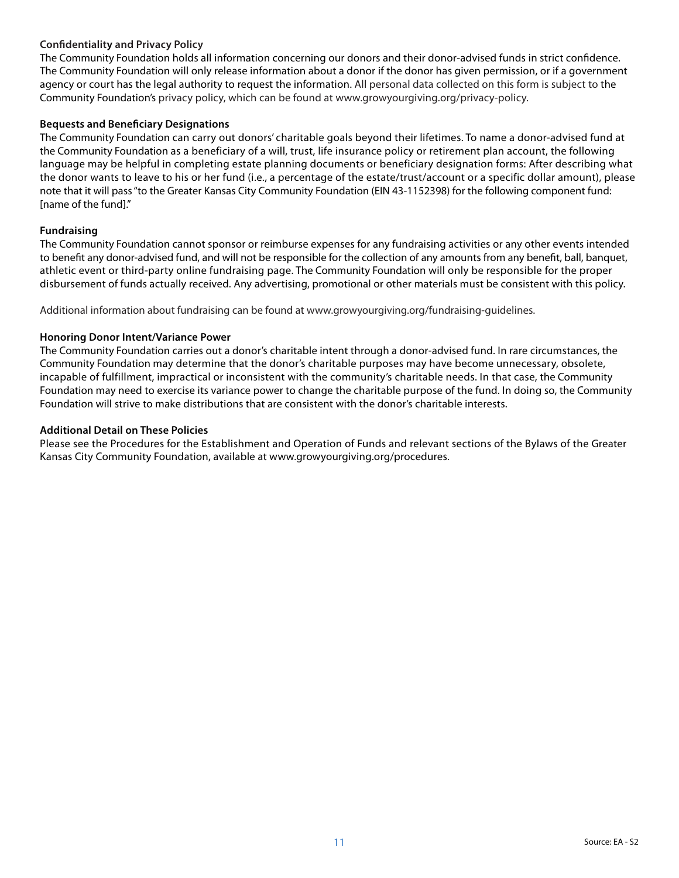**Confidentiality and Privacy Policy**

The Community Foundation holds all information concerning our donors and their donor-advised funds in strict confidence. The Community Foundation will only release information about a donor if the donor has given permission, or if a government agency or court has the legal authority to request the information. All personal data collected on this form is subject to the Community Foundation's privacy policy, which can be found at www.growyourgiving.org/privacy-policy.

**Bequests and Beneficiary Designations**

The Community Foundation can carry out donors' charitable goals beyond their lifetimes. To name a donor-advised fund at the Community Foundation as a beneficiary of a will, trust, life insurance policy or retirement plan account, the following language may be helpful in completing estate planning documents or beneficiary designation forms: After describing what the donor wants to leave to his or her fund (i.e., a percentage of the estate/trust/account or a specific dollar amount), please note that it will pass "to the Greater Kansas City Community Foundation (EIN 43-1152398) for the following component fund: [name of the fund]."

**Fundraising**

The Community Foundation cannot sponsor or reimburse expenses for any fundraising activities or any other events intended to benefit any donor-advised fund, and will not be responsible for the collection of any amounts from any benefit, ball, banquet, athletic event or third-party online fundraising page. The Community Foundation will only be responsible for the proper disbursement of funds actually received. Any advertising, promotional or other materials must be consistent with this policy.

Additional information about fundraising can be found at www.growyourgiving.org/fundraising-guidelines.

**Honoring Donor Intent/Variance Power**

The Community Foundation carries out a donor's charitable intent through a donor-advised fund. In rare circumstances, the Community Foundation may determine that the donor's charitable purposes may have become unnecessary, obsolete, incapable of fulfillment, impractical or inconsistent with the community's charitable needs. In that case, the Community Foundation may need to exercise its variance power to change the charitable purpose of the fund. In doing so, the Community Foundation will strive to make distributions that are consistent with the donor's charitable interests.

**Additional Detail on These Policies**

Please see the Procedures for the Establishment and Operation of Funds and relevant sections of the Bylaws of the Greater Kansas City Community Foundation, available at www.growyourgiving.org/procedures.

Source: EA - S2